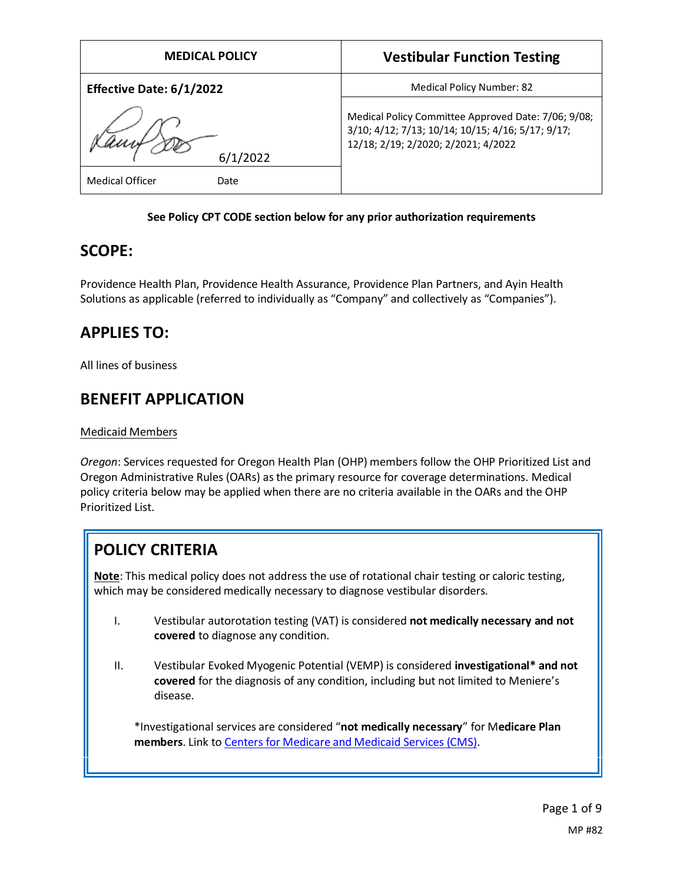| MEDICAL POLICY | Vestibular Function Testing |
|---|---|
| **Effective Date: 6/1/2022** | Medical Policy Number: 82 |
| 6/1/2022 | Medical Policy Committee Approved Date: 7/06; 9/08; 3/10; 4/12; 7/13; 10/14; 10/15; 4/16; 5/17; 9/17; 12/18; 2/19; 2/2020; 2/2021; 4/2022 |
| Medical Officer Date | |

**See Policy CPT CODE section below for any prior authorization requirements**

## SCOPE:

Providence Health Plan, Providence Health Assurance, Providence Plan Partners, and Ayin Health Solutions as applicable (referred to individually as "Company" and collectively as "Companies").

## APPLIES TO:

All lines of business

## BENEFIT APPLICATION

Medicaid Members

*Oregon*: Services requested for Oregon Health Plan (OHP) members follow the OHP Prioritized List and Oregon Administrative Rules (OARs) as the primary resource for coverage determinations. Medical policy criteria below may be applied when there are no criteria available in the OARs and the OHP Prioritized List.

## POLICY CRITERIA

**Note**: This medical policy does not address the use of rotational chair testing or caloric testing, which may be considered medically necessary to diagnose vestibular disorders.

I. Vestibular autorotation testing (VAT) is considered **not medically necessary and not covered** to diagnose any condition.

II. Vestibular Evoked Myogenic Potential (VEMP) is considered **investigational\* and not covered** for the diagnosis of any condition, including but not limited to Meniere's disease.

\*Investigational services are considered "**not medically necessary**" for M**edicare Plan members**. Link to Centers for Medicare and Medicaid Services (CMS).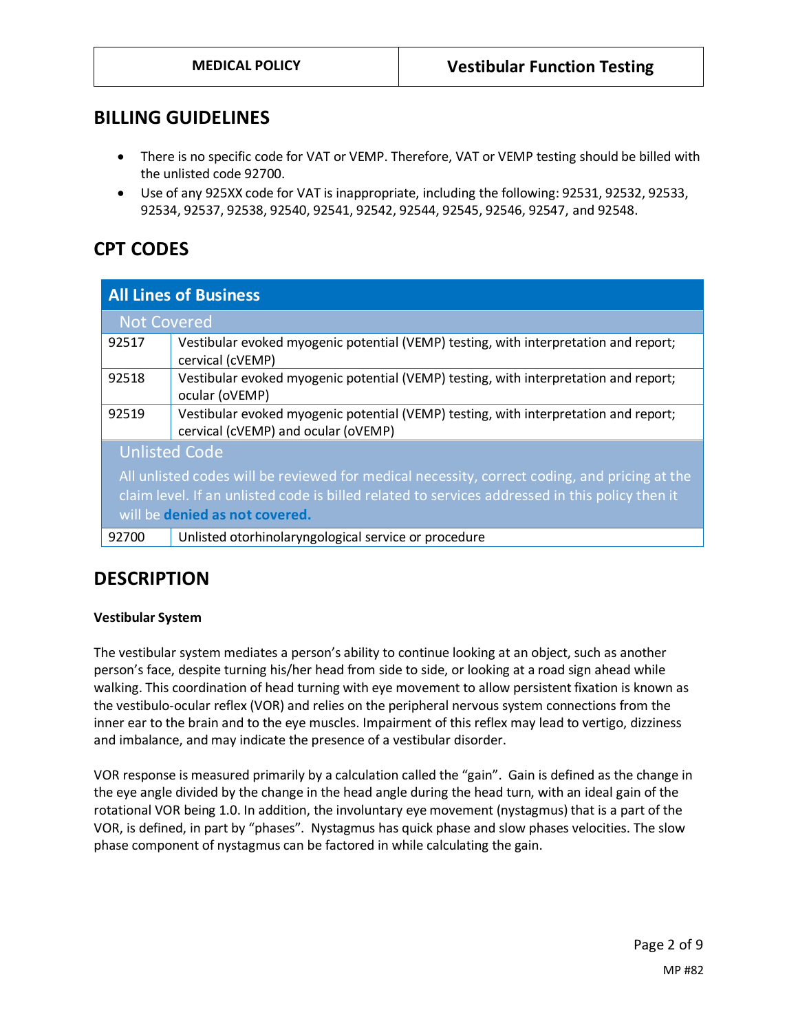## BILLING GUIDELINES

- There is no specific code for VAT or VEMP. Therefore, VAT or VEMP testing should be billed with the unlisted code 92700.
- Use of any 925XX code for VAT is inappropriate, including the following: 92531, 92532, 92533, 92534, 92537, 92538, 92540, 92541, 92542, 92544, 92545, 92546, 92547, and 92548.

## CPT CODES

| All Lines of Business | |
|---|---|
| **Not Covered** | |
| 92517 | Vestibular evoked myogenic potential (VEMP) testing, with interpretation and report; cervical (cVEMP) |
| 92518 | Vestibular evoked myogenic potential (VEMP) testing, with interpretation and report; ocular (oVEMP) |
| 92519 | Vestibular evoked myogenic potential (VEMP) testing, with interpretation and report; cervical (cVEMP) and ocular (oVEMP) |
| **Unlisted Code** All unlisted codes will be reviewed for medical necessity, correct coding, and pricing at the claim level. If an unlisted code is billed related to services addressed in this policy then it will be **denied as not covered.** | |
| 92700 | Unlisted otorhinolaryngological service or procedure |

## DESCRIPTION

**Vestibular System**

The vestibular system mediates a person's ability to continue looking at an object, such as another person's face, despite turning his/her head from side to side, or looking at a road sign ahead while walking. This coordination of head turning with eye movement to allow persistent fixation is known as the vestibulo-ocular reflex (VOR) and relies on the peripheral nervous system connections from the inner ear to the brain and to the eye muscles. Impairment of this reflex may lead to vertigo, dizziness and imbalance, and may indicate the presence of a vestibular disorder.

VOR response is measured primarily by a calculation called the "gain". Gain is defined as the change in the eye angle divided by the change in the head angle during the head turn, with an ideal gain of the rotational VOR being 1.0. In addition, the involuntary eye movement (nystagmus) that is a part of the VOR, is defined, in part by "phases". Nystagmus has quick phase and slow phases velocities. The slow phase component of nystagmus can be factored in while calculating the gain.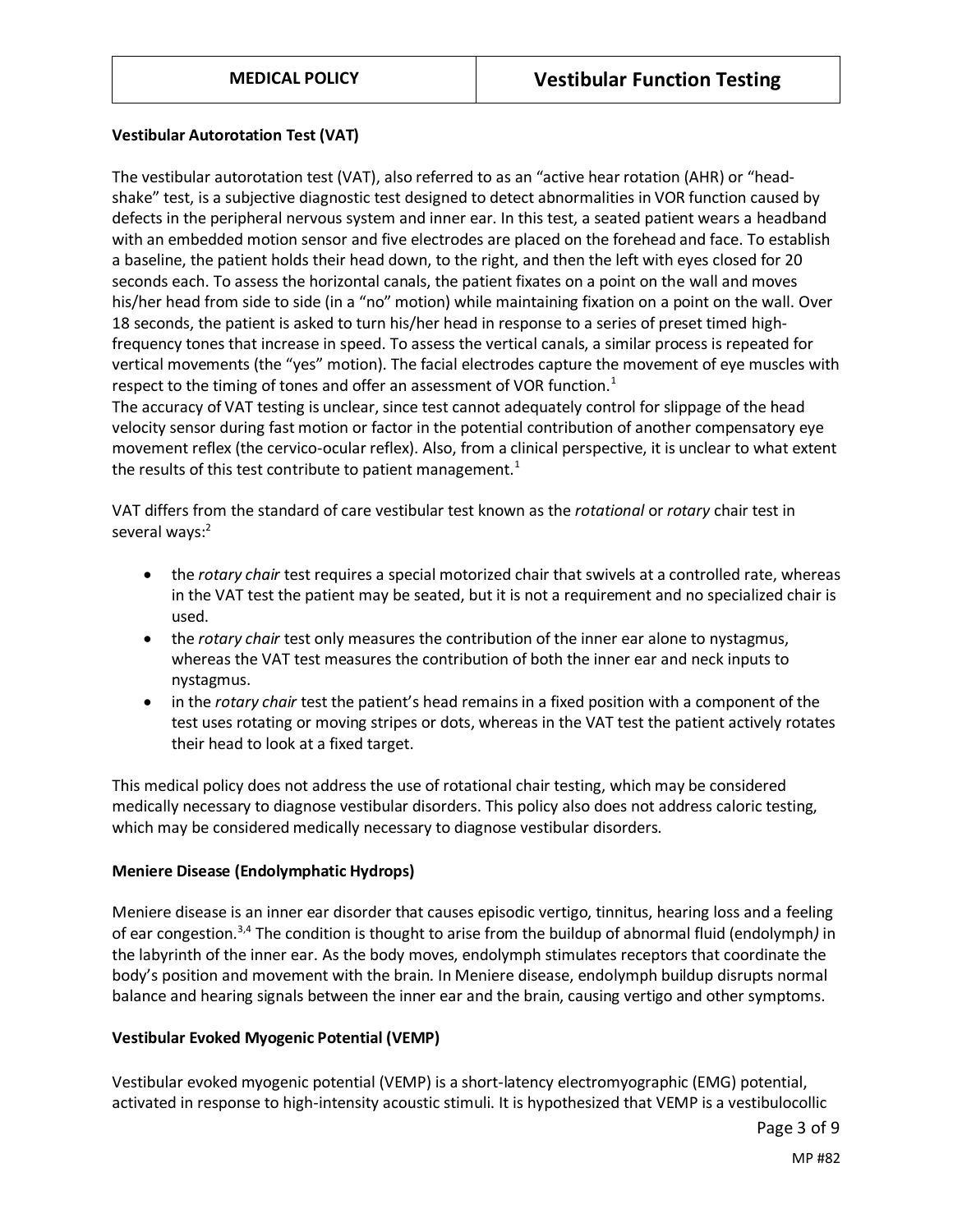### Vestibular Autorotation Test (VAT)

The vestibular autorotation test (VAT), also referred to as an "active hear rotation (AHR) or "head-shake" test, is a subjective diagnostic test designed to detect abnormalities in VOR function caused by defects in the peripheral nervous system and inner ear. In this test, a seated patient wears a headband with an embedded motion sensor and five electrodes are placed on the forehead and face. To establish a baseline, the patient holds their head down, to the right, and then the left with eyes closed for 20 seconds each. To assess the horizontal canals, the patient fixates on a point on the wall and moves his/her head from side to side (in a "no" motion) while maintaining fixation on a point on the wall. Over 18 seconds, the patient is asked to turn his/her head in response to a series of preset timed high-frequency tones that increase in speed. To assess the vertical canals, a similar process is repeated for vertical movements (the "yes" motion). The facial electrodes capture the movement of eye muscles with respect to the timing of tones and offer an assessment of VOR function.[1]
The accuracy of VAT testing is unclear, since test cannot adequately control for slippage of the head velocity sensor during fast motion or factor in the potential contribution of another compensatory eye movement reflex (the cervico-ocular reflex). Also, from a clinical perspective, it is unclear to what extent the results of this test contribute to patient management.[1]

VAT differs from the standard of care vestibular test known as the *rotational* or *rotary* chair test in several ways:[2]

- the *rotary chair* test requires a special motorized chair that swivels at a controlled rate, whereas in the VAT test the patient may be seated, but it is not a requirement and no specialized chair is used.
- the *rotary chair* test only measures the contribution of the inner ear alone to nystagmus, whereas the VAT test measures the contribution of both the inner ear and neck inputs to nystagmus.
- in the *rotary chair* test the patient's head remains in a fixed position with a component of the test uses rotating or moving stripes or dots, whereas in the VAT test the patient actively rotates their head to look at a fixed target.

This medical policy does not address the use of rotational chair testing, which may be considered medically necessary to diagnose vestibular disorders. This policy also does not address caloric testing, which may be considered medically necessary to diagnose vestibular disorders.

### Meniere Disease (Endolymphatic Hydrops)

Meniere disease is an inner ear disorder that causes episodic vertigo, tinnitus, hearing loss and a feeling of ear congestion.[3,4] The condition is thought to arise from the buildup of abnormal fluid (endolymph*)* in the labyrinth of the inner ear. As the body moves, endolymph stimulates receptors that coordinate the body's position and movement with the brain. In Meniere disease, endolymph buildup disrupts normal balance and hearing signals between the inner ear and the brain, causing vertigo and other symptoms.

### Vestibular Evoked Myogenic Potential (VEMP)

Vestibular evoked myogenic potential (VEMP) is a short-latency electromyographic (EMG) potential, activated in response to high-intensity acoustic stimuli. It is hypothesized that VEMP is a vestibulocollic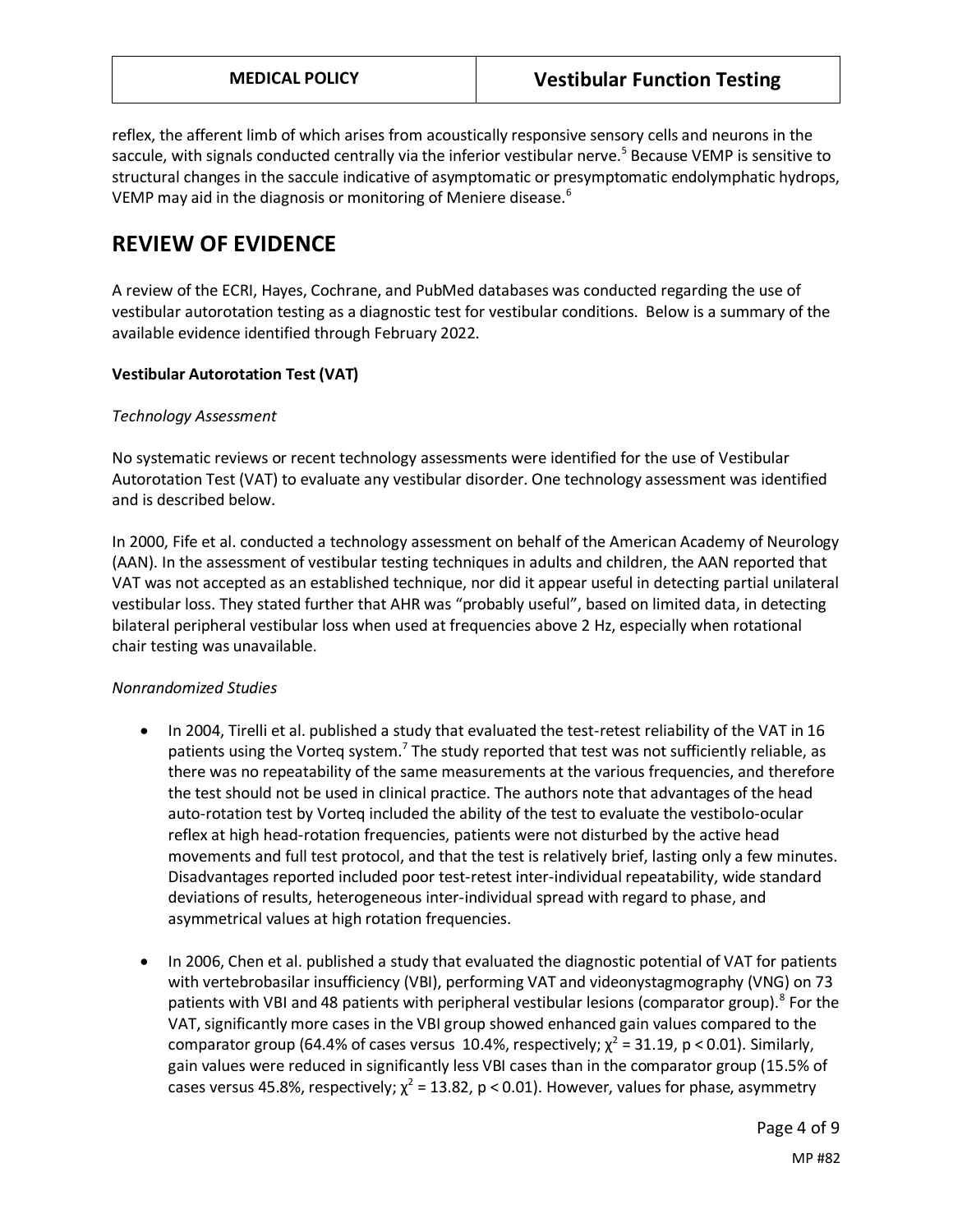reflex, the afferent limb of which arises from acoustically responsive sensory cells and neurons in the saccule, with signals conducted centrally via the inferior vestibular nerve.[5] Because VEMP is sensitive to structural changes in the saccule indicative of asymptomatic or presymptomatic endolymphatic hydrops, VEMP may aid in the diagnosis or monitoring of Meniere disease.[6]

# REVIEW OF EVIDENCE

A review of the ECRI, Hayes, Cochrane, and PubMed databases was conducted regarding the use of vestibular autorotation testing as a diagnostic test for vestibular conditions. Below is a summary of the available evidence identified through February 2022.

**Vestibular Autorotation Test (VAT)**

*Technology Assessment*

No systematic reviews or recent technology assessments were identified for the use of Vestibular Autorotation Test (VAT) to evaluate any vestibular disorder. One technology assessment was identified and is described below.

In 2000, Fife et al. conducted a technology assessment on behalf of the American Academy of Neurology (AAN). In the assessment of vestibular testing techniques in adults and children, the AAN reported that VAT was not accepted as an established technique, nor did it appear useful in detecting partial unilateral vestibular loss. They stated further that AHR was "probably useful", based on limited data, in detecting bilateral peripheral vestibular loss when used at frequencies above 2 Hz, especially when rotational chair testing was unavailable.

*Nonrandomized Studies*

- In 2004, Tirelli et al. published a study that evaluated the test-retest reliability of the VAT in 16 patients using the Vorteq system.[7] The study reported that test was not sufficiently reliable, as there was no repeatability of the same measurements at the various frequencies, and therefore the test should not be used in clinical practice. The authors note that advantages of the head auto-rotation test by Vorteq included the ability of the test to evaluate the vestibolo-ocular reflex at high head-rotation frequencies, patients were not disturbed by the active head movements and full test protocol, and that the test is relatively brief, lasting only a few minutes. Disadvantages reported included poor test-retest inter-individual repeatability, wide standard deviations of results, heterogeneous inter-individual spread with regard to phase, and asymmetrical values at high rotation frequencies.

- In 2006, Chen et al. published a study that evaluated the diagnostic potential of VAT for patients with vertebrobasilar insufficiency (VBI), performing VAT and videonystagmography (VNG) on 73 patients with VBI and 48 patients with peripheral vestibular lesions (comparator group).[8] For the VAT, significantly more cases in the VBI group showed enhanced gain values compared to the comparator group (64.4% of cases versus 10.4%, respectively; $\chi^2 = 31.19$, $p < 0.01$). Similarly, gain values were reduced in significantly less VBI cases than in the comparator group (15.5% of cases versus 45.8%, respectively; $\chi^2 = 13.82$, $p < 0.01$). However, values for phase, asymmetry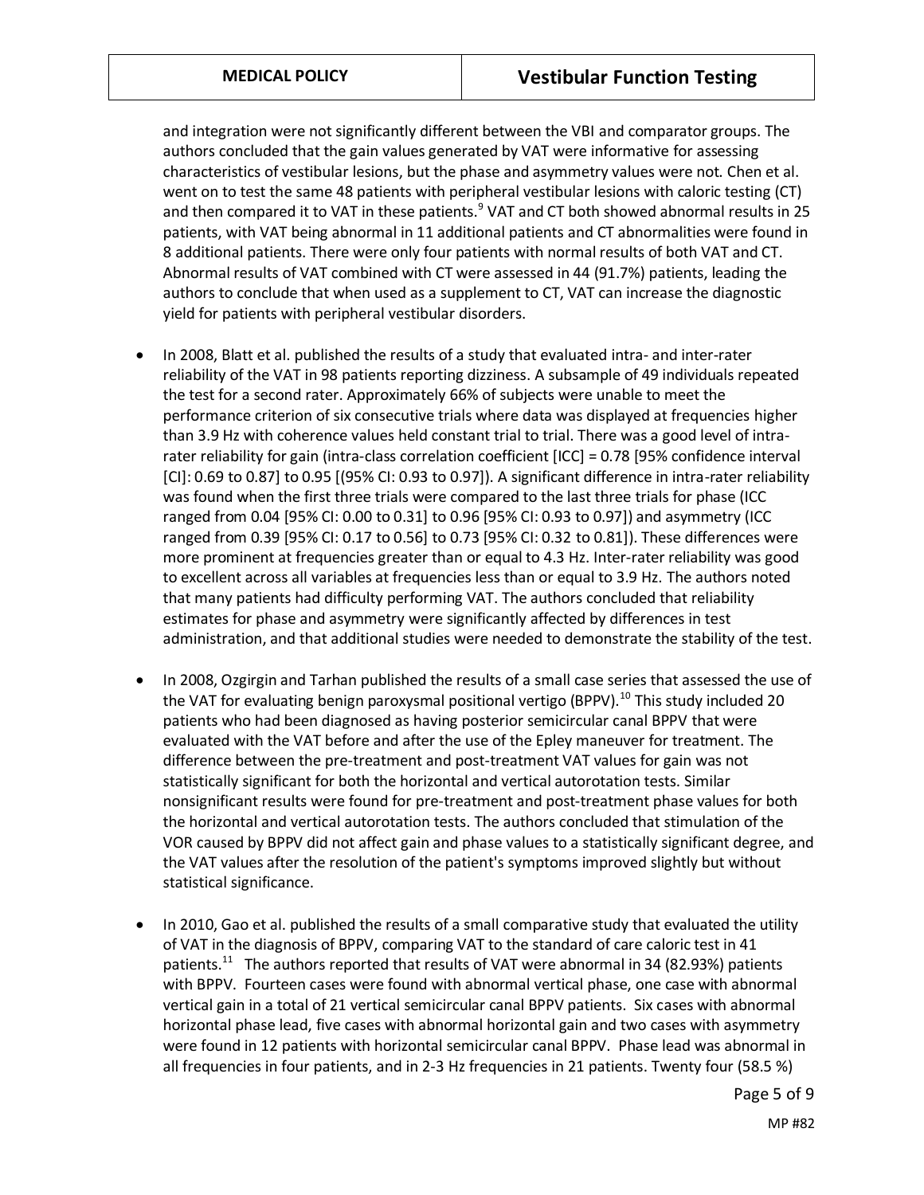and integration were not significantly different between the VBI and comparator groups. The authors concluded that the gain values generated by VAT were informative for assessing characteristics of vestibular lesions, but the phase and asymmetry values were not. Chen et al. went on to test the same 48 patients with peripheral vestibular lesions with caloric testing (CT) and then compared it to VAT in these patients.[9] VAT and CT both showed abnormal results in 25 patients, with VAT being abnormal in 11 additional patients and CT abnormalities were found in 8 additional patients. There were only four patients with normal results of both VAT and CT. Abnormal results of VAT combined with CT were assessed in 44 (91.7%) patients, leading the authors to conclude that when used as a supplement to CT, VAT can increase the diagnostic yield for patients with peripheral vestibular disorders.

- In 2008, Blatt et al. published the results of a study that evaluated intra- and inter-rater reliability of the VAT in 98 patients reporting dizziness. A subsample of 49 individuals repeated the test for a second rater. Approximately 66% of subjects were unable to meet the performance criterion of six consecutive trials where data was displayed at frequencies higher than 3.9 Hz with coherence values held constant trial to trial. There was a good level of intra-rater reliability for gain (intra-class correlation coefficient [ICC] = 0.78 [95% confidence interval [CI]: 0.69 to 0.87] to 0.95 [(95% CI: 0.93 to 0.97]). A significant difference in intra-rater reliability was found when the first three trials were compared to the last three trials for phase (ICC ranged from 0.04 [95% CI: 0.00 to 0.31] to 0.96 [95% CI: 0.93 to 0.97]) and asymmetry (ICC ranged from 0.39 [95% CI: 0.17 to 0.56] to 0.73 [95% CI: 0.32 to 0.81]). These differences were more prominent at frequencies greater than or equal to 4.3 Hz. Inter-rater reliability was good to excellent across all variables at frequencies less than or equal to 3.9 Hz. The authors noted that many patients had difficulty performing VAT. The authors concluded that reliability estimates for phase and asymmetry were significantly affected by differences in test administration, and that additional studies were needed to demonstrate the stability of the test.

- In 2008, Ozgirgin and Tarhan published the results of a small case series that assessed the use of the VAT for evaluating benign paroxysmal positional vertigo (BPPV).[10] This study included 20 patients who had been diagnosed as having posterior semicircular canal BPPV that were evaluated with the VAT before and after the use of the Epley maneuver for treatment. The difference between the pre-treatment and post-treatment VAT values for gain was not statistically significant for both the horizontal and vertical autorotation tests. Similar nonsignificant results were found for pre-treatment and post-treatment phase values for both the horizontal and vertical autorotation tests. The authors concluded that stimulation of the VOR caused by BPPV did not affect gain and phase values to a statistically significant degree, and the VAT values after the resolution of the patient's symptoms improved slightly but without statistical significance.

- In 2010, Gao et al. published the results of a small comparative study that evaluated the utility of VAT in the diagnosis of BPPV, comparing VAT to the standard of care caloric test in 41 patients.[11] The authors reported that results of VAT were abnormal in 34 (82.93%) patients with BPPV. Fourteen cases were found with abnormal vertical phase, one case with abnormal vertical gain in a total of 21 vertical semicircular canal BPPV patients. Six cases with abnormal horizontal phase lead, five cases with abnormal horizontal gain and two cases with asymmetry were found in 12 patients with horizontal semicircular canal BPPV. Phase lead was abnormal in all frequencies in four patients, and in 2-3 Hz frequencies in 21 patients. Twenty four (58.5 %)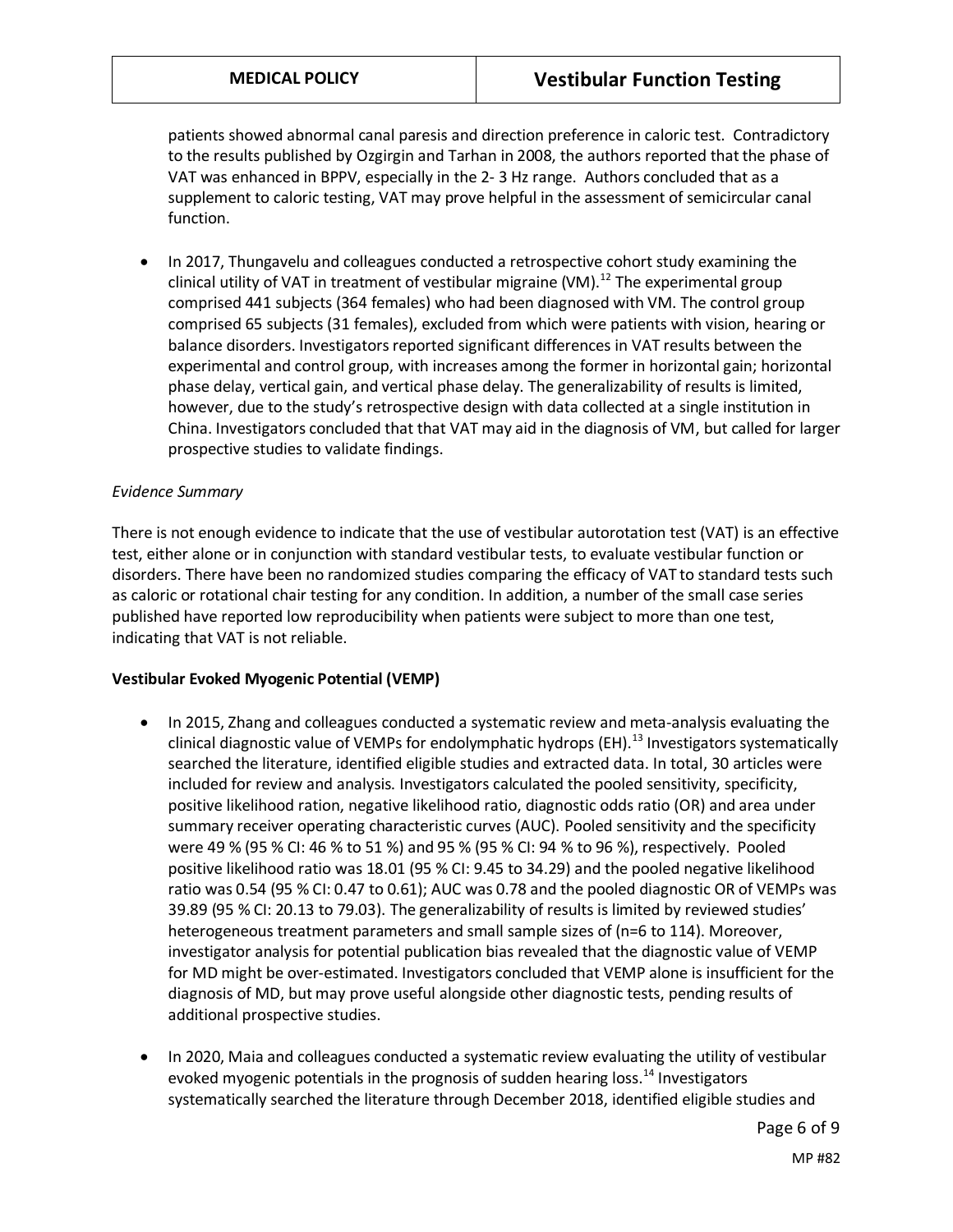patients showed abnormal canal paresis and direction preference in caloric test. Contradictory to the results published by Ozgirgin and Tarhan in 2008, the authors reported that the phase of VAT was enhanced in BPPV, especially in the 2- 3 Hz range. Authors concluded that as a supplement to caloric testing, VAT may prove helpful in the assessment of semicircular canal function.

- In 2017, Thungavelu and colleagues conducted a retrospective cohort study examining the clinical utility of VAT in treatment of vestibular migraine (VM).[12] The experimental group comprised 441 subjects (364 females) who had been diagnosed with VM. The control group comprised 65 subjects (31 females), excluded from which were patients with vision, hearing or balance disorders. Investigators reported significant differences in VAT results between the experimental and control group, with increases among the former in horizontal gain; horizontal phase delay, vertical gain, and vertical phase delay. The generalizability of results is limited, however, due to the study's retrospective design with data collected at a single institution in China. Investigators concluded that that VAT may aid in the diagnosis of VM, but called for larger prospective studies to validate findings.

*Evidence Summary*

There is not enough evidence to indicate that the use of vestibular autorotation test (VAT) is an effective test, either alone or in conjunction with standard vestibular tests, to evaluate vestibular function or disorders. There have been no randomized studies comparing the efficacy of VAT to standard tests such as caloric or rotational chair testing for any condition. In addition, a number of the small case series published have reported low reproducibility when patients were subject to more than one test, indicating that VAT is not reliable.

**Vestibular Evoked Myogenic Potential (VEMP)**

- In 2015, Zhang and colleagues conducted a systematic review and meta-analysis evaluating the clinical diagnostic value of VEMPs for endolymphatic hydrops (EH).[13] Investigators systematically searched the literature, identified eligible studies and extracted data. In total, 30 articles were included for review and analysis. Investigators calculated the pooled sensitivity, specificity, positive likelihood ration, negative likelihood ratio, diagnostic odds ratio (OR) and area under summary receiver operating characteristic curves (AUC). Pooled sensitivity and the specificity were 49 % (95 % CI: 46 % to 51 %) and 95 % (95 % CI: 94 % to 96 %), respectively. Pooled positive likelihood ratio was 18.01 (95 % CI: 9.45 to 34.29) and the pooled negative likelihood ratio was 0.54 (95 % CI: 0.47 to 0.61); AUC was 0.78 and the pooled diagnostic OR of VEMPs was 39.89 (95 % CI: 20.13 to 79.03). The generalizability of results is limited by reviewed studies' heterogeneous treatment parameters and small sample sizes of (n=6 to 114). Moreover, investigator analysis for potential publication bias revealed that the diagnostic value of VEMP for MD might be over-estimated. Investigators concluded that VEMP alone is insufficient for the diagnosis of MD, but may prove useful alongside other diagnostic tests, pending results of additional prospective studies.

- In 2020, Maia and colleagues conducted a systematic review evaluating the utility of vestibular evoked myogenic potentials in the prognosis of sudden hearing loss.[14] Investigators systematically searched the literature through December 2018, identified eligible studies and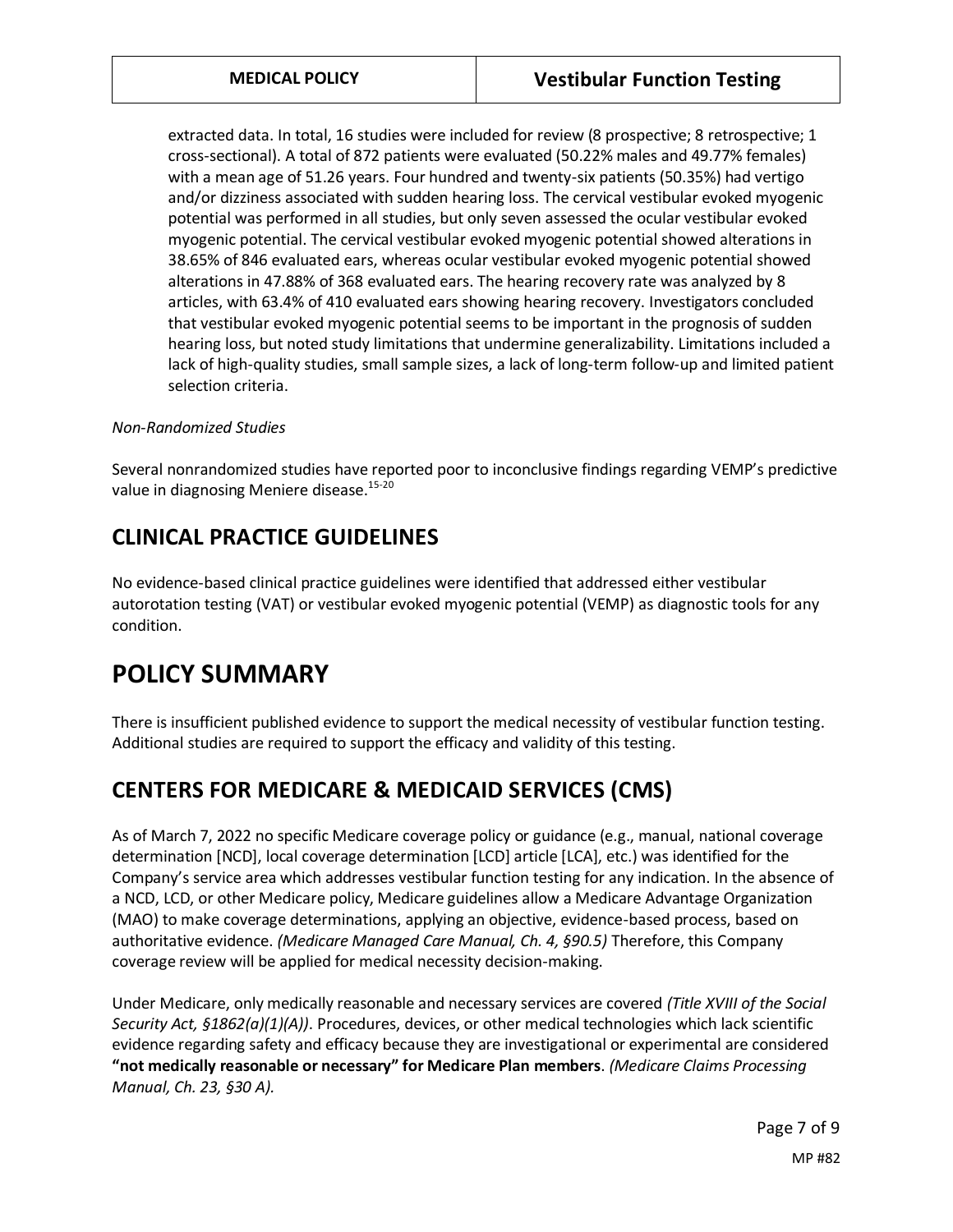extracted data. In total, 16 studies were included for review (8 prospective; 8 retrospective; 1 cross-sectional). A total of 872 patients were evaluated (50.22% males and 49.77% females) with a mean age of 51.26 years. Four hundred and twenty-six patients (50.35%) had vertigo and/or dizziness associated with sudden hearing loss. The cervical vestibular evoked myogenic potential was performed in all studies, but only seven assessed the ocular vestibular evoked myogenic potential. The cervical vestibular evoked myogenic potential showed alterations in 38.65% of 846 evaluated ears, whereas ocular vestibular evoked myogenic potential showed alterations in 47.88% of 368 evaluated ears. The hearing recovery rate was analyzed by 8 articles, with 63.4% of 410 evaluated ears showing hearing recovery. Investigators concluded that vestibular evoked myogenic potential seems to be important in the prognosis of sudden hearing loss, but noted study limitations that undermine generalizability. Limitations included a lack of high-quality studies, small sample sizes, a lack of long-term follow-up and limited patient selection criteria.

*Non-Randomized Studies*

Several nonrandomized studies have reported poor to inconclusive findings regarding VEMP's predictive value in diagnosing Meniere disease.[15-20]

## CLINICAL PRACTICE GUIDELINES

No evidence-based clinical practice guidelines were identified that addressed either vestibular autorotation testing (VAT) or vestibular evoked myogenic potential (VEMP) as diagnostic tools for any condition.

# POLICY SUMMARY

There is insufficient published evidence to support the medical necessity of vestibular function testing. Additional studies are required to support the efficacy and validity of this testing.

## CENTERS FOR MEDICARE & MEDICAID SERVICES (CMS)

As of March 7, 2022 no specific Medicare coverage policy or guidance (e.g., manual, national coverage determination [NCD], local coverage determination [LCD] article [LCA], etc.) was identified for the Company's service area which addresses vestibular function testing for any indication. In the absence of a NCD, LCD, or other Medicare policy, Medicare guidelines allow a Medicare Advantage Organization (MAO) to make coverage determinations, applying an objective, evidence-based process, based on authoritative evidence. *(Medicare Managed Care Manual, Ch. 4, §90.5)* Therefore, this Company coverage review will be applied for medical necessity decision-making.

Under Medicare, only medically reasonable and necessary services are covered *(Title XVIII of the Social Security Act, §1862(a)(1)(A))*. Procedures, devices, or other medical technologies which lack scientific evidence regarding safety and efficacy because they are investigational or experimental are considered **"not medically reasonable or necessary" for Medicare Plan members**. *(Medicare Claims Processing Manual, Ch. 23, §30 A).*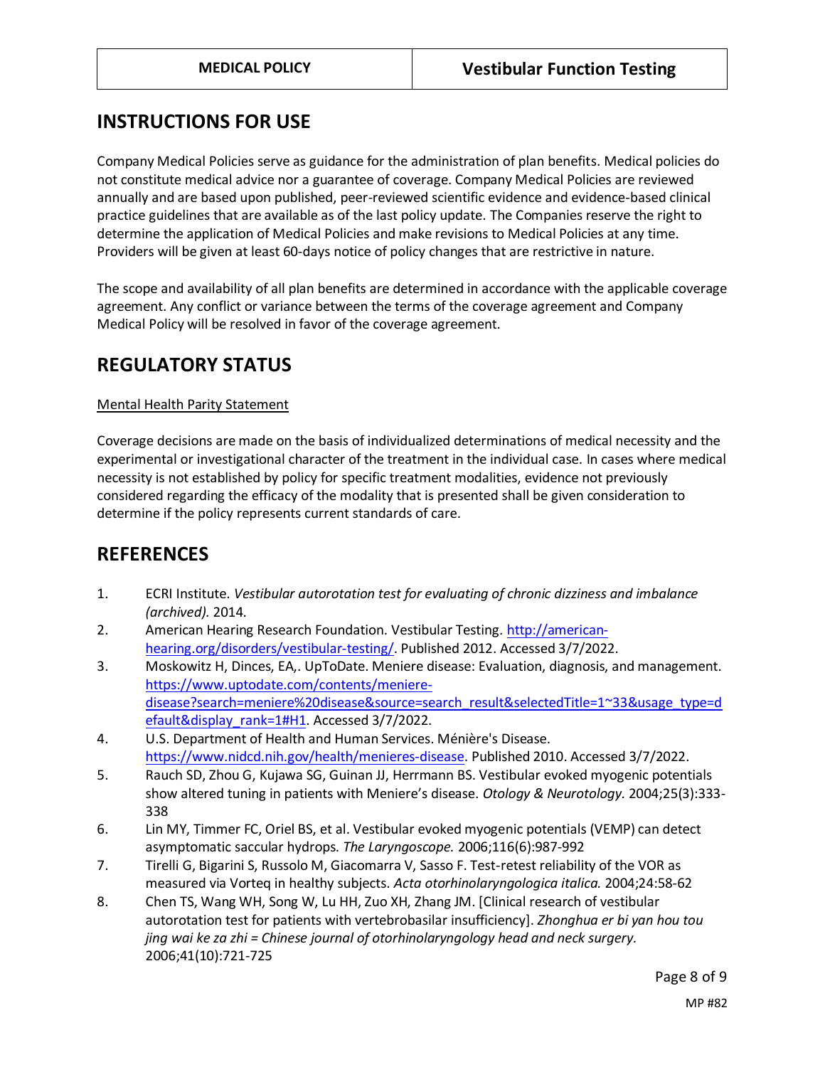## INSTRUCTIONS FOR USE

Company Medical Policies serve as guidance for the administration of plan benefits. Medical policies do not constitute medical advice nor a guarantee of coverage. Company Medical Policies are reviewed annually and are based upon published, peer-reviewed scientific evidence and evidence-based clinical practice guidelines that are available as of the last policy update. The Companies reserve the right to determine the application of Medical Policies and make revisions to Medical Policies at any time. Providers will be given at least 60-days notice of policy changes that are restrictive in nature.

The scope and availability of all plan benefits are determined in accordance with the applicable coverage agreement. Any conflict or variance between the terms of the coverage agreement and Company Medical Policy will be resolved in favor of the coverage agreement.

## REGULATORY STATUS

Mental Health Parity Statement

Coverage decisions are made on the basis of individualized determinations of medical necessity and the experimental or investigational character of the treatment in the individual case. In cases where medical necessity is not established by policy for specific treatment modalities, evidence not previously considered regarding the efficacy of the modality that is presented shall be given consideration to determine if the policy represents current standards of care.

## REFERENCES

1. ECRI Institute. *Vestibular autorotation test for evaluating of chronic dizziness and imbalance (archived).* 2014.
2. American Hearing Research Foundation. Vestibular Testing. http://american-hearing.org/disorders/vestibular-testing/. Published 2012. Accessed 3/7/2022.
3. Moskowitz H, Dinces, EA,. UpToDate. Meniere disease: Evaluation, diagnosis, and management. https://www.uptodate.com/contents/meniere-disease?search=meniere%20disease&source=search_result&selectedTitle=1~33&usage_type=default&display_rank=1#H1. Accessed 3/7/2022.
4. U.S. Department of Health and Human Services. Ménière's Disease. https://www.nidcd.nih.gov/health/menieres-disease. Published 2010. Accessed 3/7/2022.
5. Rauch SD, Zhou G, Kujawa SG, Guinan JJ, Herrmann BS. Vestibular evoked myogenic potentials show altered tuning in patients with Meniere's disease. *Otology & Neurotology.* 2004;25(3):333-338
6. Lin MY, Timmer FC, Oriel BS, et al. Vestibular evoked myogenic potentials (VEMP) can detect asymptomatic saccular hydrops. *The Laryngoscope.* 2006;116(6):987-992
7. Tirelli G, Bigarini S, Russolo M, Giacomarra V, Sasso F. Test-retest reliability of the VOR as measured via Vorteq in healthy subjects. *Acta otorhinolaryngologica italica.* 2004;24:58-62
8. Chen TS, Wang WH, Song W, Lu HH, Zuo XH, Zhang JM. [Clinical research of vestibular autorotation test for patients with vertebrobasilar insufficiency]. *Zhonghua er bi yan hou tou jing wai ke za zhi = Chinese journal of otorhinolaryngology head and neck surgery.* 2006;41(10):721-725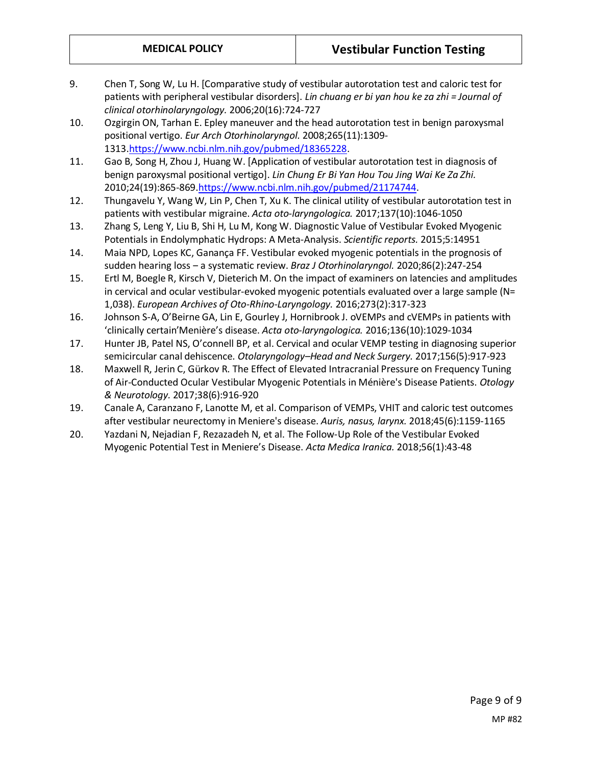9. Chen T, Song W, Lu H. [Comparative study of vestibular autorotation test and caloric test for patients with peripheral vestibular disorders]. *Lin chuang er bi yan hou ke za zhi = Journal of clinical otorhinolaryngology.* 2006;20(16):724-727
10. Ozgirgin ON, Tarhan E. Epley maneuver and the head autorotation test in benign paroxysmal positional vertigo. *Eur Arch Otorhinolaryngol.* 2008;265(11):1309-1313.https://www.ncbi.nlm.nih.gov/pubmed/18365228.
11. Gao B, Song H, Zhou J, Huang W. [Application of vestibular autorotation test in diagnosis of benign paroxysmal positional vertigo]. *Lin Chung Er Bi Yan Hou Tou Jing Wai Ke Za Zhi.* 2010;24(19):865-869.https://www.ncbi.nlm.nih.gov/pubmed/21174744.
12. Thungavelu Y, Wang W, Lin P, Chen T, Xu K. The clinical utility of vestibular autorotation test in patients with vestibular migraine. *Acta oto-laryngologica.* 2017;137(10):1046-1050
13. Zhang S, Leng Y, Liu B, Shi H, Lu M, Kong W. Diagnostic Value of Vestibular Evoked Myogenic Potentials in Endolymphatic Hydrops: A Meta-Analysis. *Scientific reports.* 2015;5:14951
14. Maia NPD, Lopes KC, Ganança FF. Vestibular evoked myogenic potentials in the prognosis of sudden hearing loss – a systematic review. *Braz J Otorhinolaryngol.* 2020;86(2):247-254
15. Ertl M, Boegle R, Kirsch V, Dieterich M. On the impact of examiners on latencies and amplitudes in cervical and ocular vestibular-evoked myogenic potentials evaluated over a large sample (N= 1,038). *European Archives of Oto-Rhino-Laryngology.* 2016;273(2):317-323
16. Johnson S-A, O'Beirne GA, Lin E, Gourley J, Hornibrook J. oVEMPs and cVEMPs in patients with 'clinically certain'Menière's disease. *Acta oto-laryngologica.* 2016;136(10):1029-1034
17. Hunter JB, Patel NS, O'connell BP, et al. Cervical and ocular VEMP testing in diagnosing superior semicircular canal dehiscence. *Otolaryngology–Head and Neck Surgery.* 2017;156(5):917-923
18. Maxwell R, Jerin C, Gürkov R. The Effect of Elevated Intracranial Pressure on Frequency Tuning of Air-Conducted Ocular Vestibular Myogenic Potentials in Ménière's Disease Patients. *Otology & Neurotology.* 2017;38(6):916-920
19. Canale A, Caranzano F, Lanotte M, et al. Comparison of VEMPs, VHIT and caloric test outcomes after vestibular neurectomy in Meniere's disease. *Auris, nasus, larynx.* 2018;45(6):1159-1165
20. Yazdani N, Nejadian F, Rezazadeh N, et al. The Follow-Up Role of the Vestibular Evoked Myogenic Potential Test in Meniere's Disease. *Acta Medica Iranica.* 2018;56(1):43-48